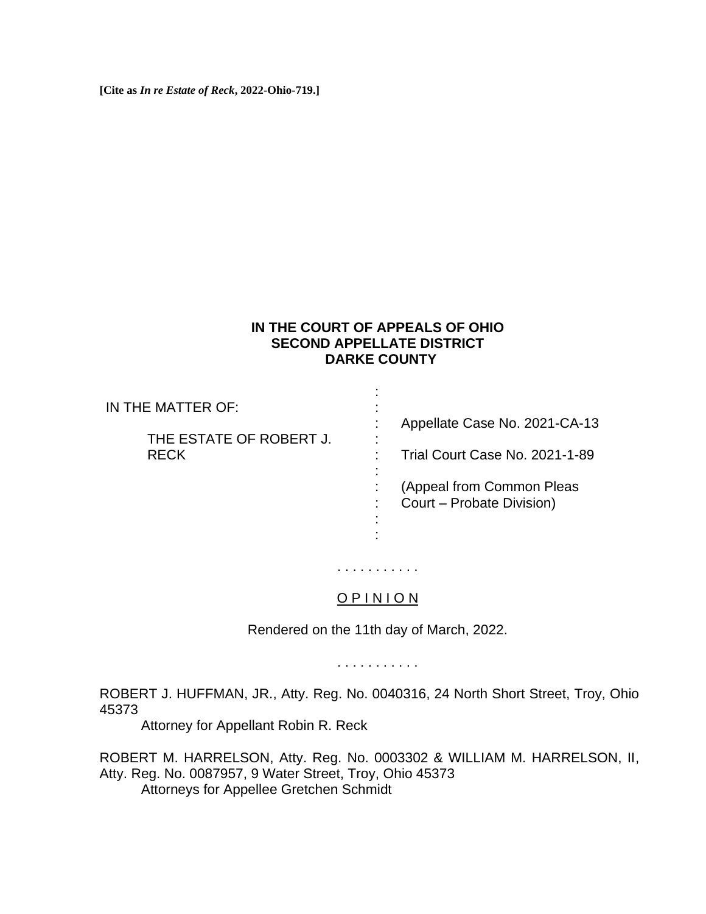**[Cite as *In re Estate of Reck*, 2022-Ohio-719.]**

**IN THE COURT OF APPEALS OF OHIO**
**SECOND APPELLATE DISTRICT**
**DARKE COUNTY**

| | |
|---|---|
| IN THE MATTER OF: | Appellate Case No. 2021-CA-13 |
| THE ESTATE OF ROBERT J. RECK | Trial Court Case No. 2021-1-89 |
| | (Appeal from Common Pleas Court – Probate Division) |

. . . . . . . . . . .

O P I N I O N

Rendered on the 11th day of March, 2022.

. . . . . . . . . . .

ROBERT J. HUFFMAN, JR., Atty. Reg. No. 0040316, 24 North Short Street, Troy, Ohio 45373
Attorney for Appellant Robin R. Reck

ROBERT M. HARRELSON, Atty. Reg. No. 0003302 & WILLIAM M. HARRELSON, II, Atty. Reg. No. 0087957, 9 Water Street, Troy, Ohio 45373
Attorneys for Appellee Gretchen Schmidt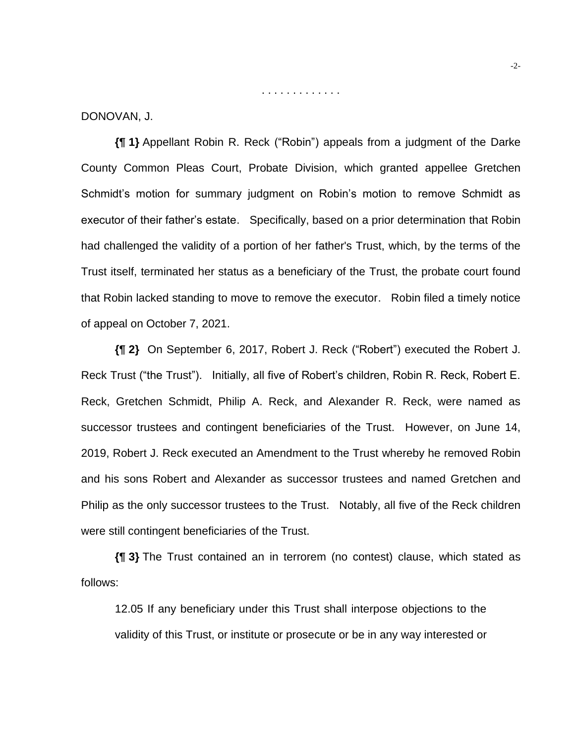. . . . . . . . . . . . .

DONOVAN, J.

**{¶ 1}** Appellant Robin R. Reck ("Robin") appeals from a judgment of the Darke County Common Pleas Court, Probate Division, which granted appellee Gretchen Schmidt's motion for summary judgment on Robin's motion to remove Schmidt as executor of their father's estate. Specifically, based on a prior determination that Robin had challenged the validity of a portion of her father's Trust, which, by the terms of the Trust itself, terminated her status as a beneficiary of the Trust, the probate court found that Robin lacked standing to move to remove the executor. Robin filed a timely notice of appeal on October 7, 2021.

**{¶ 2}** On September 6, 2017, Robert J. Reck ("Robert") executed the Robert J. Reck Trust ("the Trust"). Initially, all five of Robert's children, Robin R. Reck, Robert E. Reck, Gretchen Schmidt, Philip A. Reck, and Alexander R. Reck, were named as successor trustees and contingent beneficiaries of the Trust. However, on June 14, 2019, Robert J. Reck executed an Amendment to the Trust whereby he removed Robin and his sons Robert and Alexander as successor trustees and named Gretchen and Philip as the only successor trustees to the Trust. Notably, all five of the Reck children were still contingent beneficiaries of the Trust.

**{¶ 3}** The Trust contained an in terrorem (no contest) clause, which stated as follows:

> 12.05 If any beneficiary under this Trust shall interpose objections to the validity of this Trust, or institute or prosecute or be in any way interested or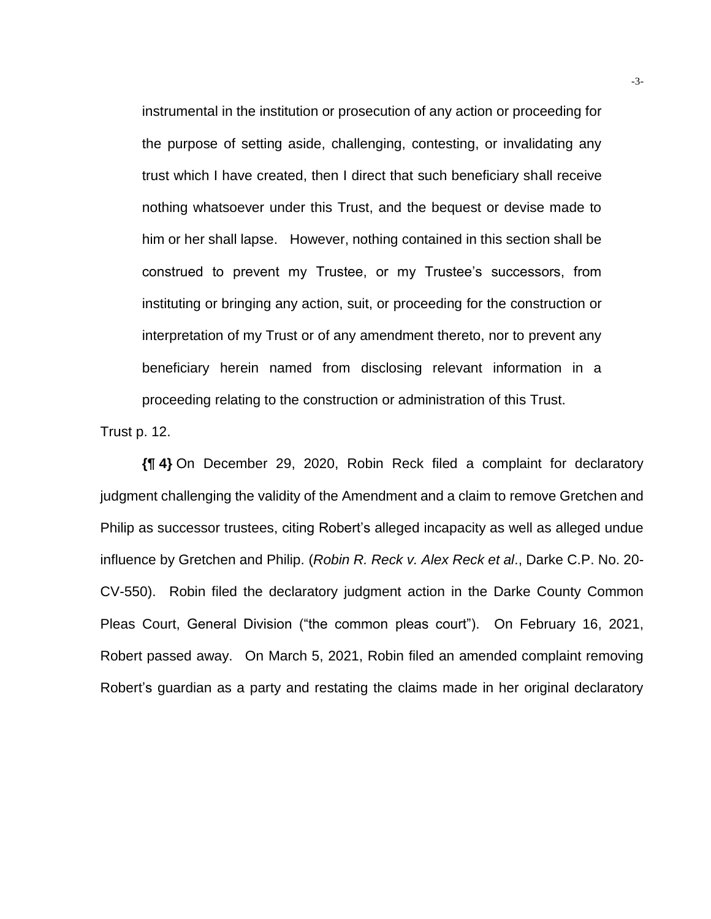> instrumental in the institution or prosecution of any action or proceeding for the purpose of setting aside, challenging, contesting, or invalidating any trust which I have created, then I direct that such beneficiary shall receive nothing whatsoever under this Trust, and the bequest or devise made to him or her shall lapse. However, nothing contained in this section shall be construed to prevent my Trustee, or my Trustee's successors, from instituting or bringing any action, suit, or proceeding for the construction or interpretation of my Trust or of any amendment thereto, nor to prevent any beneficiary herein named from disclosing relevant information in a proceeding relating to the construction or administration of this Trust.

Trust p. 12.

**{¶ 4}** On December 29, 2020, Robin Reck filed a complaint for declaratory judgment challenging the validity of the Amendment and a claim to remove Gretchen and Philip as successor trustees, citing Robert's alleged incapacity as well as alleged undue influence by Gretchen and Philip. (*Robin R. Reck v. Alex Reck et al*., Darke C.P. No. 20-CV-550). Robin filed the declaratory judgment action in the Darke County Common Pleas Court, General Division ("the common pleas court"). On February 16, 2021, Robert passed away. On March 5, 2021, Robin filed an amended complaint removing Robert's guardian as a party and restating the claims made in her original declaratory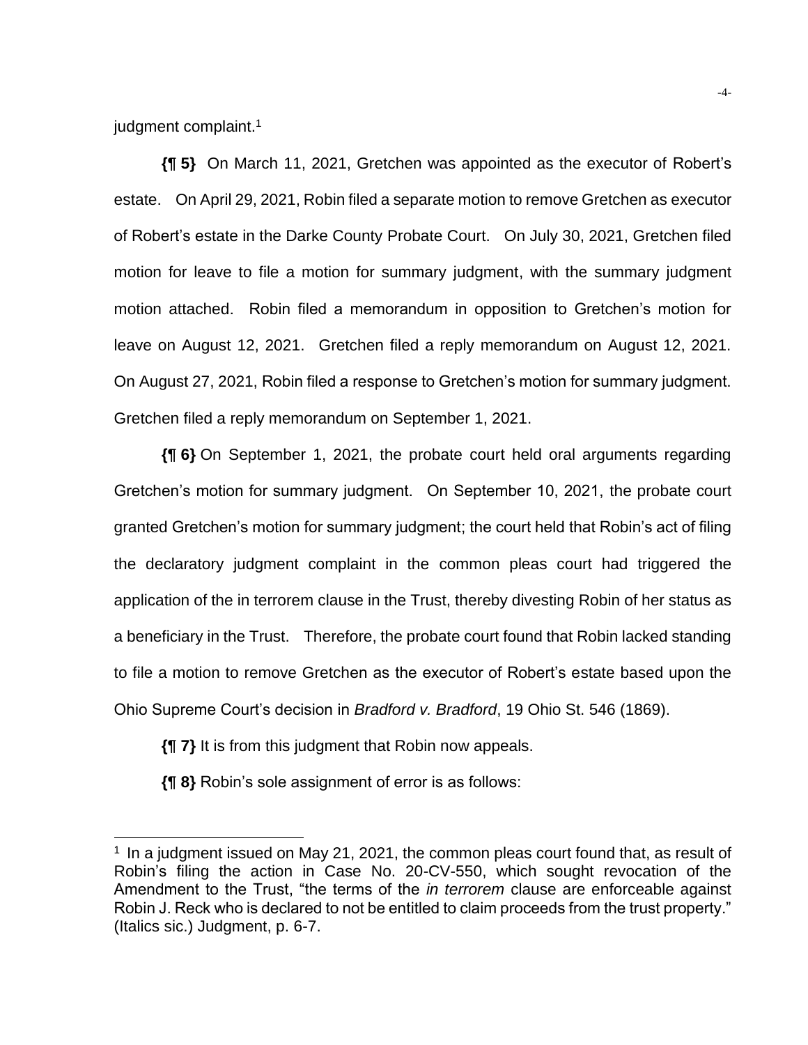judgment complaint.[1]

**{¶ 5}** On March 11, 2021, Gretchen was appointed as the executor of Robert's estate. On April 29, 2021, Robin filed a separate motion to remove Gretchen as executor of Robert's estate in the Darke County Probate Court. On July 30, 2021, Gretchen filed motion for leave to file a motion for summary judgment, with the summary judgment motion attached. Robin filed a memorandum in opposition to Gretchen's motion for leave on August 12, 2021. Gretchen filed a reply memorandum on August 12, 2021. On August 27, 2021, Robin filed a response to Gretchen's motion for summary judgment. Gretchen filed a reply memorandum on September 1, 2021.

**{¶ 6}** On September 1, 2021, the probate court held oral arguments regarding Gretchen's motion for summary judgment. On September 10, 2021, the probate court granted Gretchen's motion for summary judgment; the court held that Robin's act of filing the declaratory judgment complaint in the common pleas court had triggered the application of the in terrorem clause in the Trust, thereby divesting Robin of her status as a beneficiary in the Trust. Therefore, the probate court found that Robin lacked standing to file a motion to remove Gretchen as the executor of Robert's estate based upon the Ohio Supreme Court's decision in *Bradford v. Bradford*, 19 Ohio St. 546 (1869).

**{¶ 7}** It is from this judgment that Robin now appeals.

**{¶ 8}** Robin's sole assignment of error is as follows:

---

[1] In a judgment issued on May 21, 2021, the common pleas court found that, as result of Robin's filing the action in Case No. 20-CV-550, which sought revocation of the Amendment to the Trust, "the terms of the *in terrorem* clause are enforceable against Robin J. Reck who is declared to not be entitled to claim proceeds from the trust property." (Italics sic.) Judgment, p. 6-7.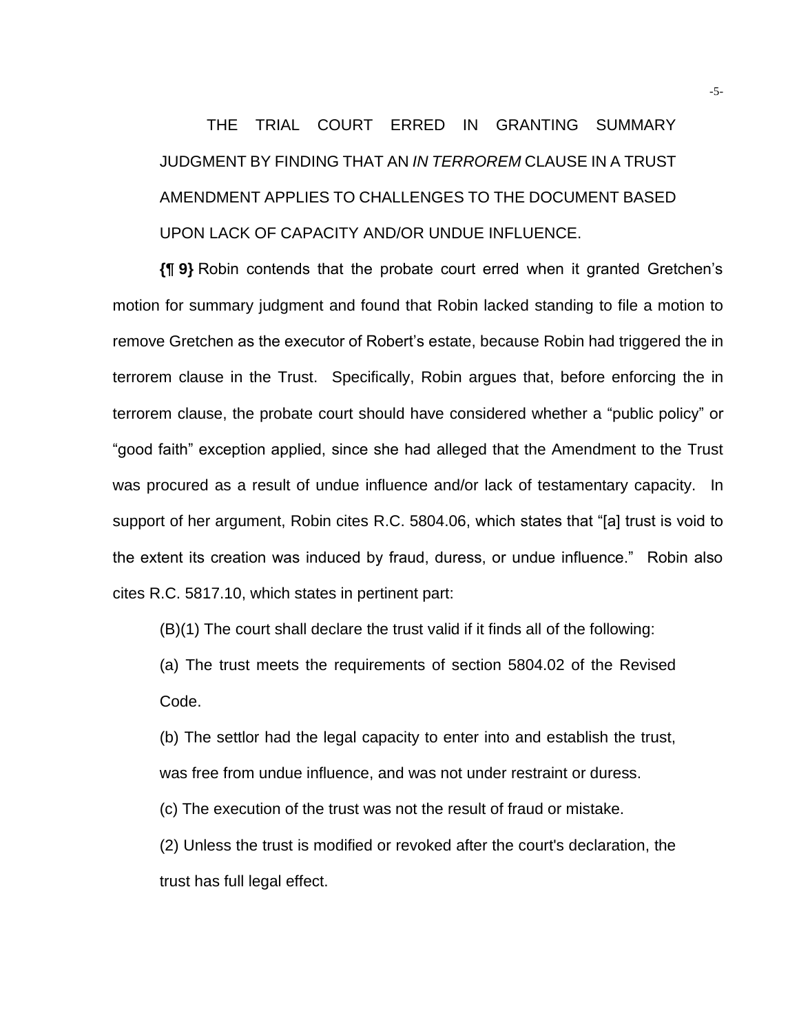THE TRIAL COURT ERRED IN GRANTING SUMMARY JUDGMENT BY FINDING THAT AN *IN TERROREM* CLAUSE IN A TRUST AMENDMENT APPLIES TO CHALLENGES TO THE DOCUMENT BASED UPON LACK OF CAPACITY AND/OR UNDUE INFLUENCE.

**{¶ 9}** Robin contends that the probate court erred when it granted Gretchen's motion for summary judgment and found that Robin lacked standing to file a motion to remove Gretchen as the executor of Robert's estate, because Robin had triggered the in terrorem clause in the Trust. Specifically, Robin argues that, before enforcing the in terrorem clause, the probate court should have considered whether a "public policy" or "good faith" exception applied, since she had alleged that the Amendment to the Trust was procured as a result of undue influence and/or lack of testamentary capacity. In support of her argument, Robin cites R.C. 5804.06, which states that "[a] trust is void to the extent its creation was induced by fraud, duress, or undue influence." Robin also cites R.C. 5817.10, which states in pertinent part:

> (B)(1) The court shall declare the trust valid if it finds all of the following:
>
> (a) The trust meets the requirements of section 5804.02 of the Revised Code.
>
> (b) The settlor had the legal capacity to enter into and establish the trust, was free from undue influence, and was not under restraint or duress.
>
> (c) The execution of the trust was not the result of fraud or mistake.
>
> (2) Unless the trust is modified or revoked after the court's declaration, the trust has full legal effect.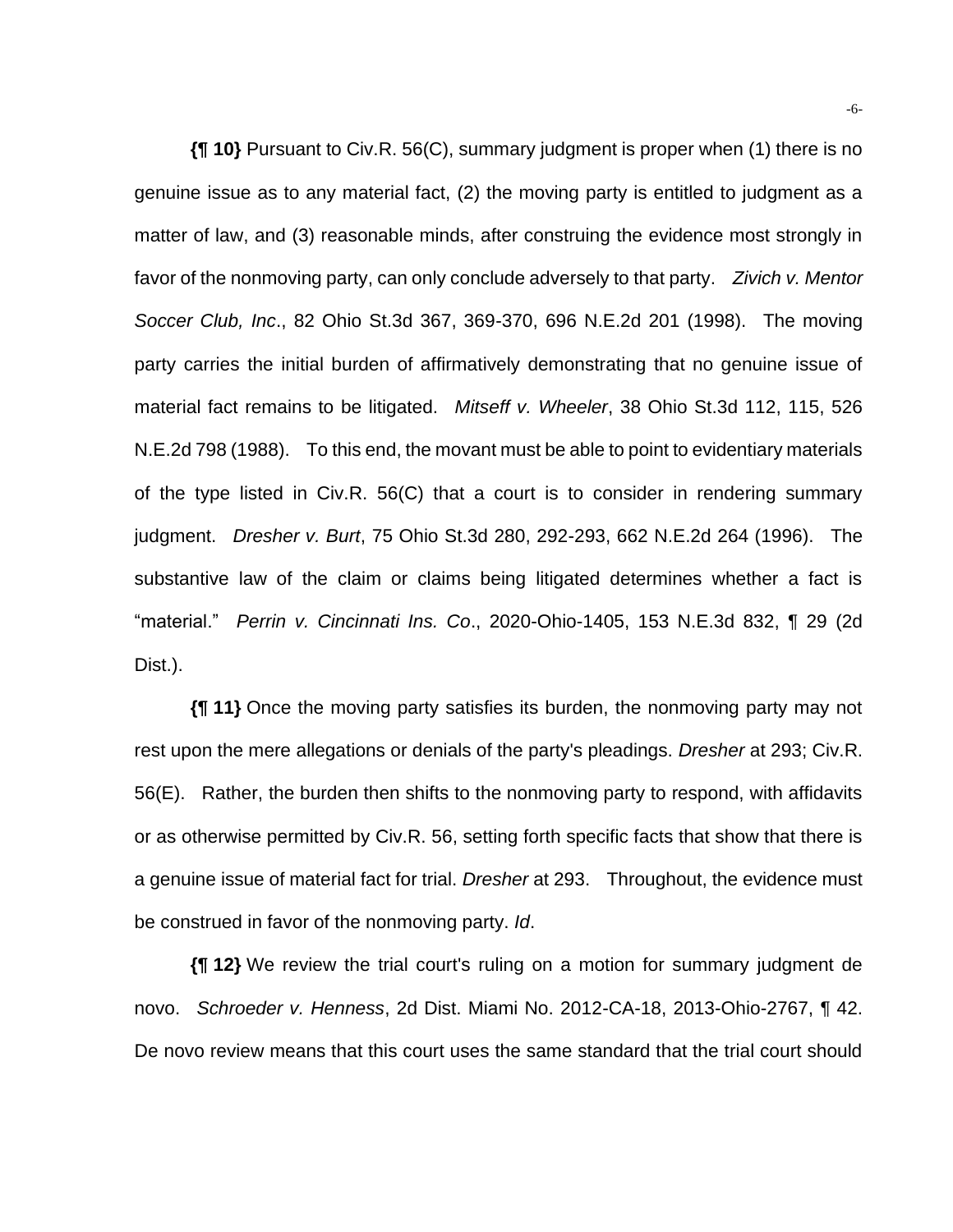**{¶ 10}** Pursuant to Civ.R. 56(C), summary judgment is proper when (1) there is no genuine issue as to any material fact, (2) the moving party is entitled to judgment as a matter of law, and (3) reasonable minds, after construing the evidence most strongly in favor of the nonmoving party, can only conclude adversely to that party. *Zivich v. Mentor Soccer Club, Inc*., 82 Ohio St.3d 367, 369-370, 696 N.E.2d 201 (1998). The moving party carries the initial burden of affirmatively demonstrating that no genuine issue of material fact remains to be litigated. *Mitseff v. Wheeler*, 38 Ohio St.3d 112, 115, 526 N.E.2d 798 (1988). To this end, the movant must be able to point to evidentiary materials of the type listed in Civ.R. 56(C) that a court is to consider in rendering summary judgment. *Dresher v. Burt*, 75 Ohio St.3d 280, 292-293, 662 N.E.2d 264 (1996). The substantive law of the claim or claims being litigated determines whether a fact is "material." *Perrin v. Cincinnati Ins. Co*., 2020-Ohio-1405, 153 N.E.3d 832, ¶ 29 (2d Dist.).

**{¶ 11}** Once the moving party satisfies its burden, the nonmoving party may not rest upon the mere allegations or denials of the party's pleadings. *Dresher* at 293; Civ.R. 56(E). Rather, the burden then shifts to the nonmoving party to respond, with affidavits or as otherwise permitted by Civ.R. 56, setting forth specific facts that show that there is a genuine issue of material fact for trial. *Dresher* at 293. Throughout, the evidence must be construed in favor of the nonmoving party. *Id*.

**{¶ 12}** We review the trial court's ruling on a motion for summary judgment de novo. *Schroeder v. Henness*, 2d Dist. Miami No. 2012-CA-18, 2013-Ohio-2767, ¶ 42. De novo review means that this court uses the same standard that the trial court should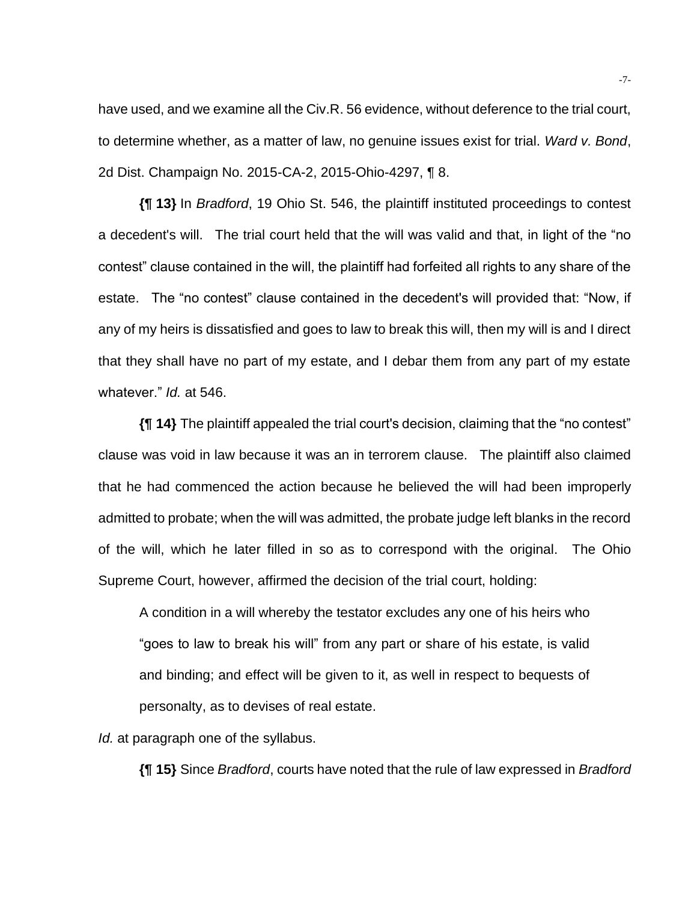have used, and we examine all the Civ.R. 56 evidence, without deference to the trial court, to determine whether, as a matter of law, no genuine issues exist for trial. *Ward v. Bond*, 2d Dist. Champaign No. 2015-CA-2, 2015-Ohio-4297, ¶ 8.

**{¶ 13}** In *Bradford*, 19 Ohio St. 546, the plaintiff instituted proceedings to contest a decedent's will. The trial court held that the will was valid and that, in light of the "no contest" clause contained in the will, the plaintiff had forfeited all rights to any share of the estate. The "no contest" clause contained in the decedent's will provided that: "Now, if any of my heirs is dissatisfied and goes to law to break this will, then my will is and I direct that they shall have no part of my estate, and I debar them from any part of my estate whatever." *Id.* at 546.

**{¶ 14}** The plaintiff appealed the trial court's decision, claiming that the "no contest" clause was void in law because it was an in terrorem clause. The plaintiff also claimed that he had commenced the action because he believed the will had been improperly admitted to probate; when the will was admitted, the probate judge left blanks in the record of the will, which he later filled in so as to correspond with the original. The Ohio Supreme Court, however, affirmed the decision of the trial court, holding:

> A condition in a will whereby the testator excludes any one of his heirs who "goes to law to break his will" from any part or share of his estate, is valid and binding; and effect will be given to it, as well in respect to bequests of personalty, as to devises of real estate.

*Id.* at paragraph one of the syllabus.

**{¶ 15}** Since *Bradford*, courts have noted that the rule of law expressed in *Bradford*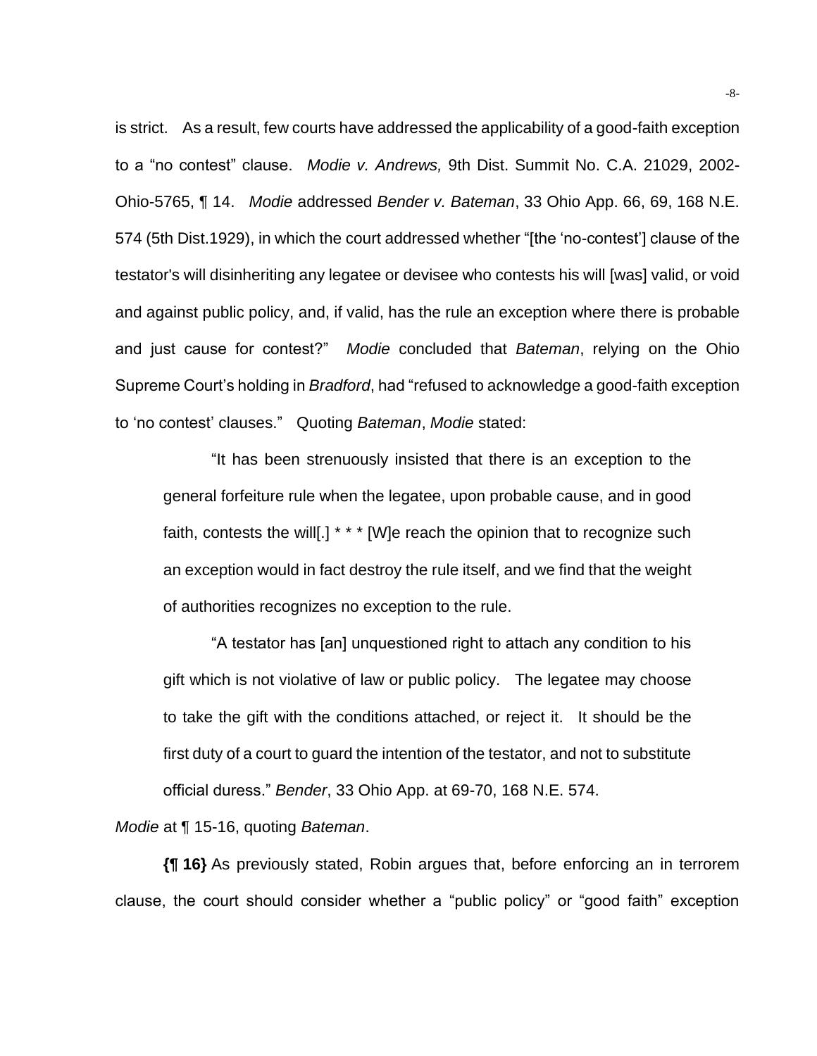is strict. As a result, few courts have addressed the applicability of a good-faith exception to a "no contest" clause. *Modie v. Andrews,* 9th Dist. Summit No. C.A. 21029, 2002-Ohio-5765, ¶ 14. *Modie* addressed *Bender v. Bateman*, 33 Ohio App. 66, 69, 168 N.E. 574 (5th Dist.1929), in which the court addressed whether "[the 'no-contest'] clause of the testator's will disinheriting any legatee or devisee who contests his will [was] valid, or void and against public policy, and, if valid, has the rule an exception where there is probable and just cause for contest?" *Modie* concluded that *Bateman*, relying on the Ohio Supreme Court's holding in *Bradford*, had "refused to acknowledge a good-faith exception to 'no contest' clauses." Quoting *Bateman*, *Modie* stated:

> "It has been strenuously insisted that there is an exception to the general forfeiture rule when the legatee, upon probable cause, and in good faith, contests the will[.] * * * [W]e reach the opinion that to recognize such an exception would in fact destroy the rule itself, and we find that the weight of authorities recognizes no exception to the rule.
>
> "A testator has [an] unquestioned right to attach any condition to his gift which is not violative of law or public policy. The legatee may choose to take the gift with the conditions attached, or reject it. It should be the first duty of a court to guard the intention of the testator, and not to substitute official duress." *Bender*, 33 Ohio App. at 69-70, 168 N.E. 574.

*Modie* at ¶ 15-16, quoting *Bateman*.

**{¶ 16}** As previously stated, Robin argues that, before enforcing an in terrorem clause, the court should consider whether a "public policy" or "good faith" exception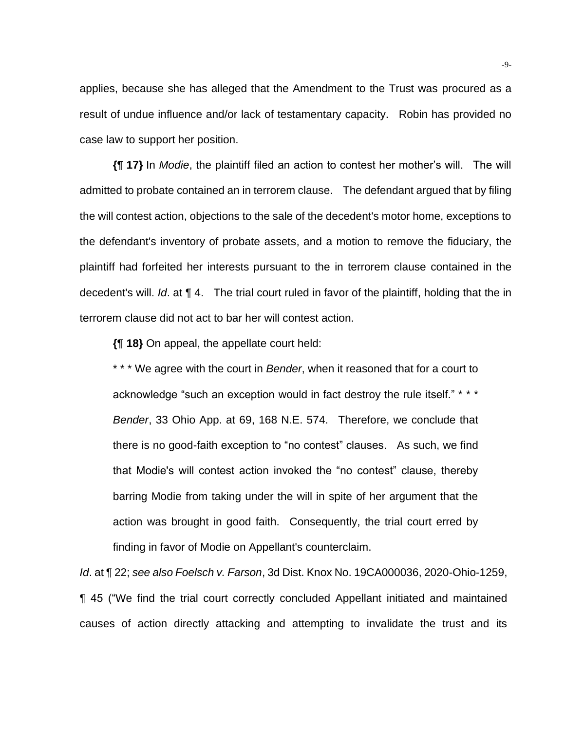applies, because she has alleged that the Amendment to the Trust was procured as a result of undue influence and/or lack of testamentary capacity. Robin has provided no case law to support her position.

**{¶ 17}** In *Modie*, the plaintiff filed an action to contest her mother's will. The will admitted to probate contained an in terrorem clause. The defendant argued that by filing the will contest action, objections to the sale of the decedent's motor home, exceptions to the defendant's inventory of probate assets, and a motion to remove the fiduciary, the plaintiff had forfeited her interests pursuant to the in terrorem clause contained in the decedent's will. *Id*. at ¶ 4. The trial court ruled in favor of the plaintiff, holding that the in terrorem clause did not act to bar her will contest action.

**{¶ 18}** On appeal, the appellate court held:

> * * * We agree with the court in *Bender*, when it reasoned that for a court to acknowledge "such an exception would in fact destroy the rule itself." * * * *Bender*, 33 Ohio App. at 69, 168 N.E. 574. Therefore, we conclude that there is no good-faith exception to "no contest" clauses. As such, we find that Modie's will contest action invoked the "no contest" clause, thereby barring Modie from taking under the will in spite of her argument that the action was brought in good faith. Consequently, the trial court erred by finding in favor of Modie on Appellant's counterclaim.

*Id*. at ¶ 22; *see also Foelsch v. Farson*, 3d Dist. Knox No. 19CA000036, 2020-Ohio-1259, ¶ 45 ("We find the trial court correctly concluded Appellant initiated and maintained causes of action directly attacking and attempting to invalidate the trust and its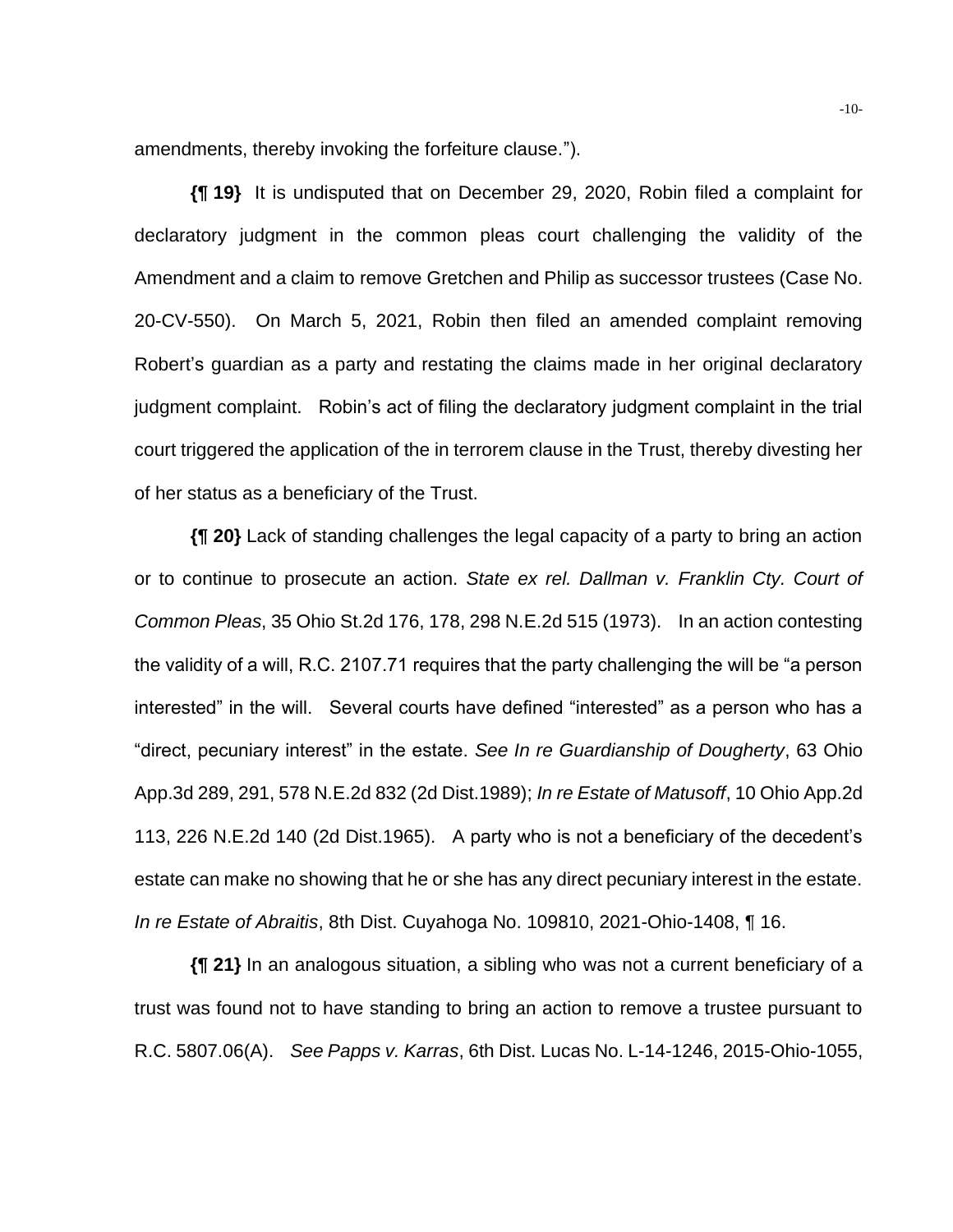amendments, thereby invoking the forfeiture clause.").

**{¶ 19}** It is undisputed that on December 29, 2020, Robin filed a complaint for declaratory judgment in the common pleas court challenging the validity of the Amendment and a claim to remove Gretchen and Philip as successor trustees (Case No. 20-CV-550). On March 5, 2021, Robin then filed an amended complaint removing Robert's guardian as a party and restating the claims made in her original declaratory judgment complaint. Robin's act of filing the declaratory judgment complaint in the trial court triggered the application of the in terrorem clause in the Trust, thereby divesting her of her status as a beneficiary of the Trust.

**{¶ 20}** Lack of standing challenges the legal capacity of a party to bring an action or to continue to prosecute an action. *State ex rel. Dallman v. Franklin Cty. Court of Common Pleas*, 35 Ohio St.2d 176, 178, 298 N.E.2d 515 (1973). In an action contesting the validity of a will, R.C. 2107.71 requires that the party challenging the will be "a person interested" in the will. Several courts have defined "interested" as a person who has a "direct, pecuniary interest" in the estate. *See In re Guardianship of Dougherty*, 63 Ohio App.3d 289, 291, 578 N.E.2d 832 (2d Dist.1989); *In re Estate of Matusoff*, 10 Ohio App.2d 113, 226 N.E.2d 140 (2d Dist.1965). A party who is not a beneficiary of the decedent's estate can make no showing that he or she has any direct pecuniary interest in the estate. *In re Estate of Abraitis*, 8th Dist. Cuyahoga No. 109810, 2021-Ohio-1408, ¶ 16.

**{¶ 21}** In an analogous situation, a sibling who was not a current beneficiary of a trust was found not to have standing to bring an action to remove a trustee pursuant to R.C. 5807.06(A). *See Papps v. Karras*, 6th Dist. Lucas No. L-14-1246, 2015-Ohio-1055,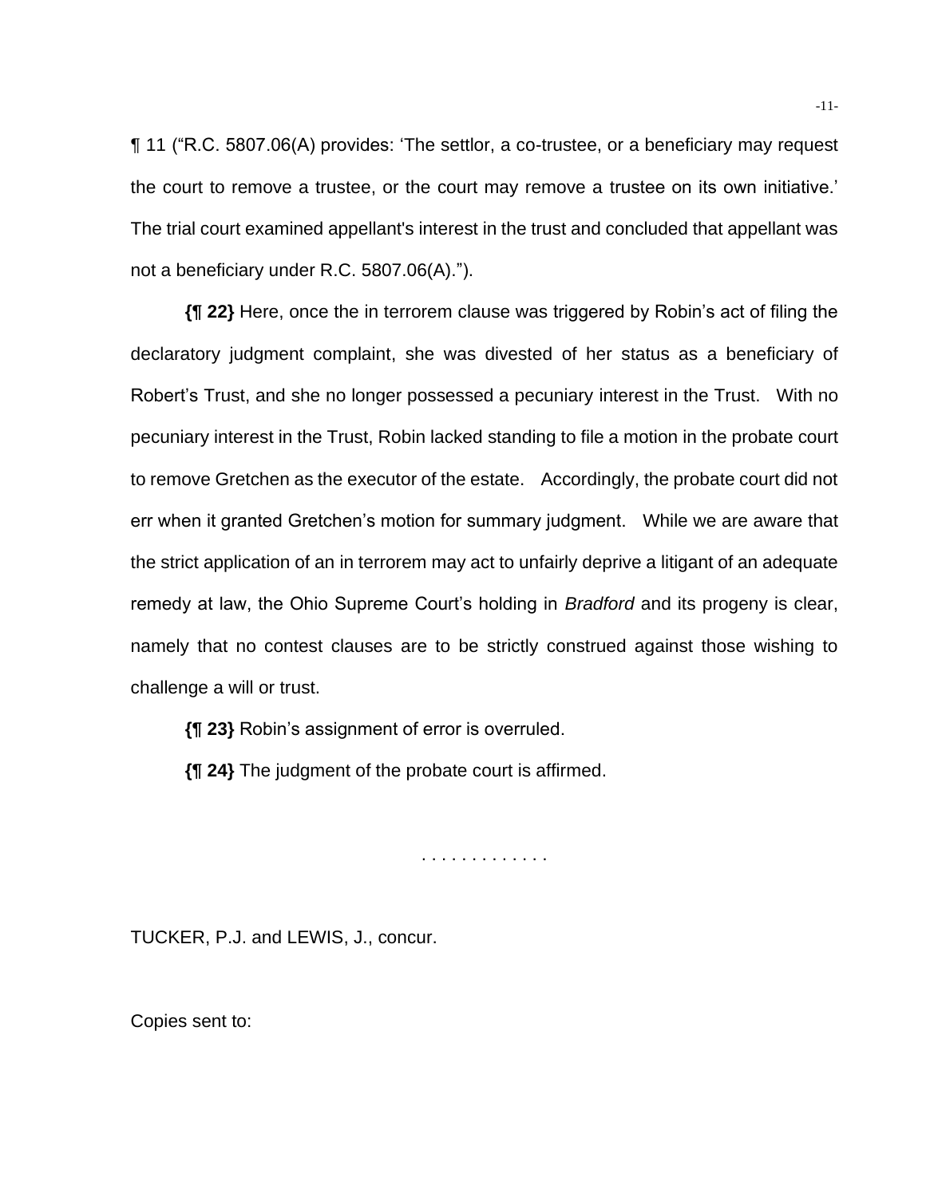¶ 11 ("R.C. 5807.06(A) provides: 'The settlor, a co-trustee, or a beneficiary may request the court to remove a trustee, or the court may remove a trustee on its own initiative.' The trial court examined appellant's interest in the trust and concluded that appellant was not a beneficiary under R.C. 5807.06(A).").

**{¶ 22}** Here, once the in terrorem clause was triggered by Robin's act of filing the declaratory judgment complaint, she was divested of her status as a beneficiary of Robert's Trust, and she no longer possessed a pecuniary interest in the Trust. With no pecuniary interest in the Trust, Robin lacked standing to file a motion in the probate court to remove Gretchen as the executor of the estate. Accordingly, the probate court did not err when it granted Gretchen's motion for summary judgment. While we are aware that the strict application of an in terrorem may act to unfairly deprive a litigant of an adequate remedy at law, the Ohio Supreme Court's holding in *Bradford* and its progeny is clear, namely that no contest clauses are to be strictly construed against those wishing to challenge a will or trust.

**{¶ 23}** Robin's assignment of error is overruled.

**{¶ 24}** The judgment of the probate court is affirmed.

. . . . . . . . . . . . .

TUCKER, P.J. and LEWIS, J., concur.

Copies sent to: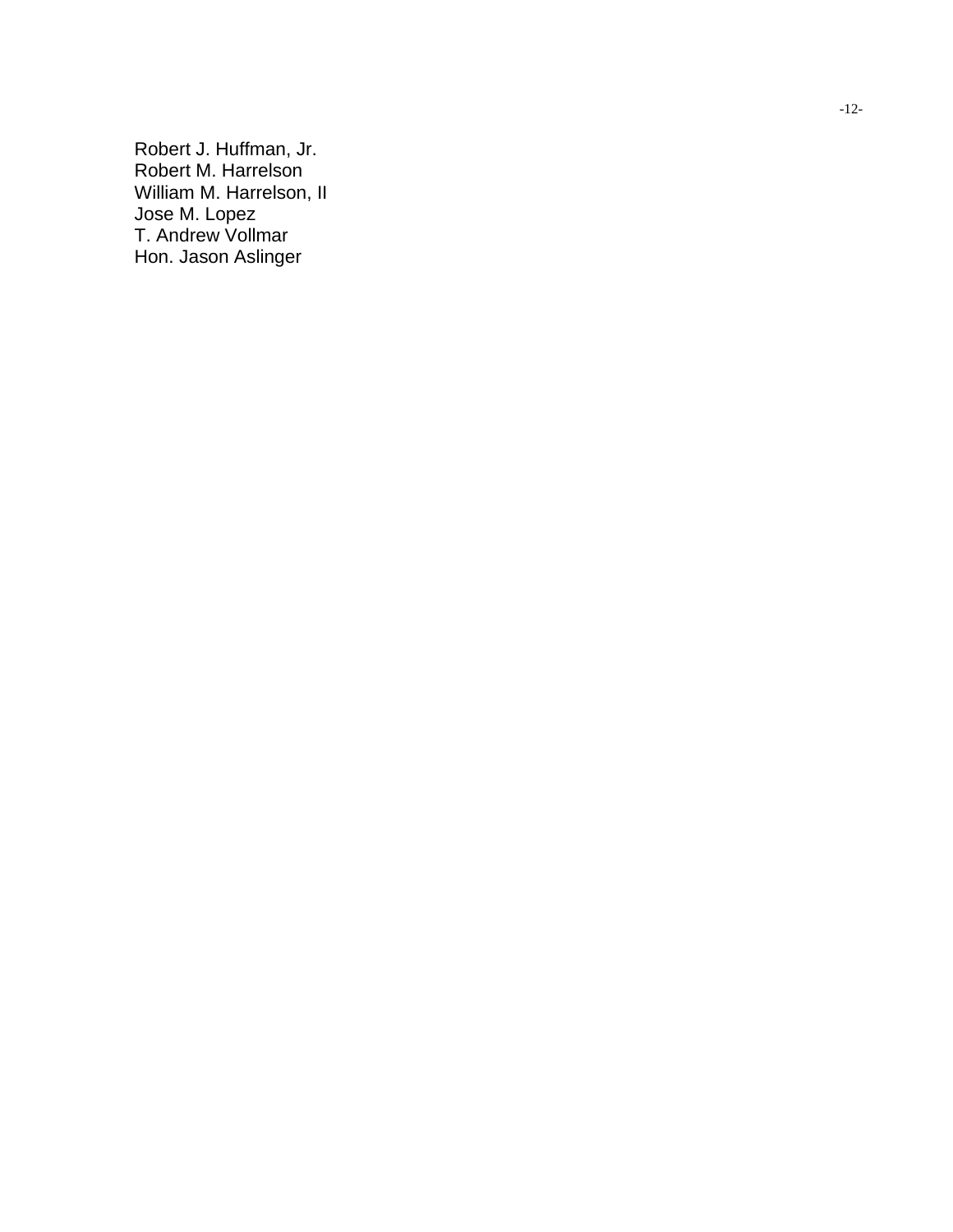Robert J. Huffman, Jr.
Robert M. Harrelson
William M. Harrelson, II
Jose M. Lopez
T. Andrew Vollmar
Hon. Jason Aslinger